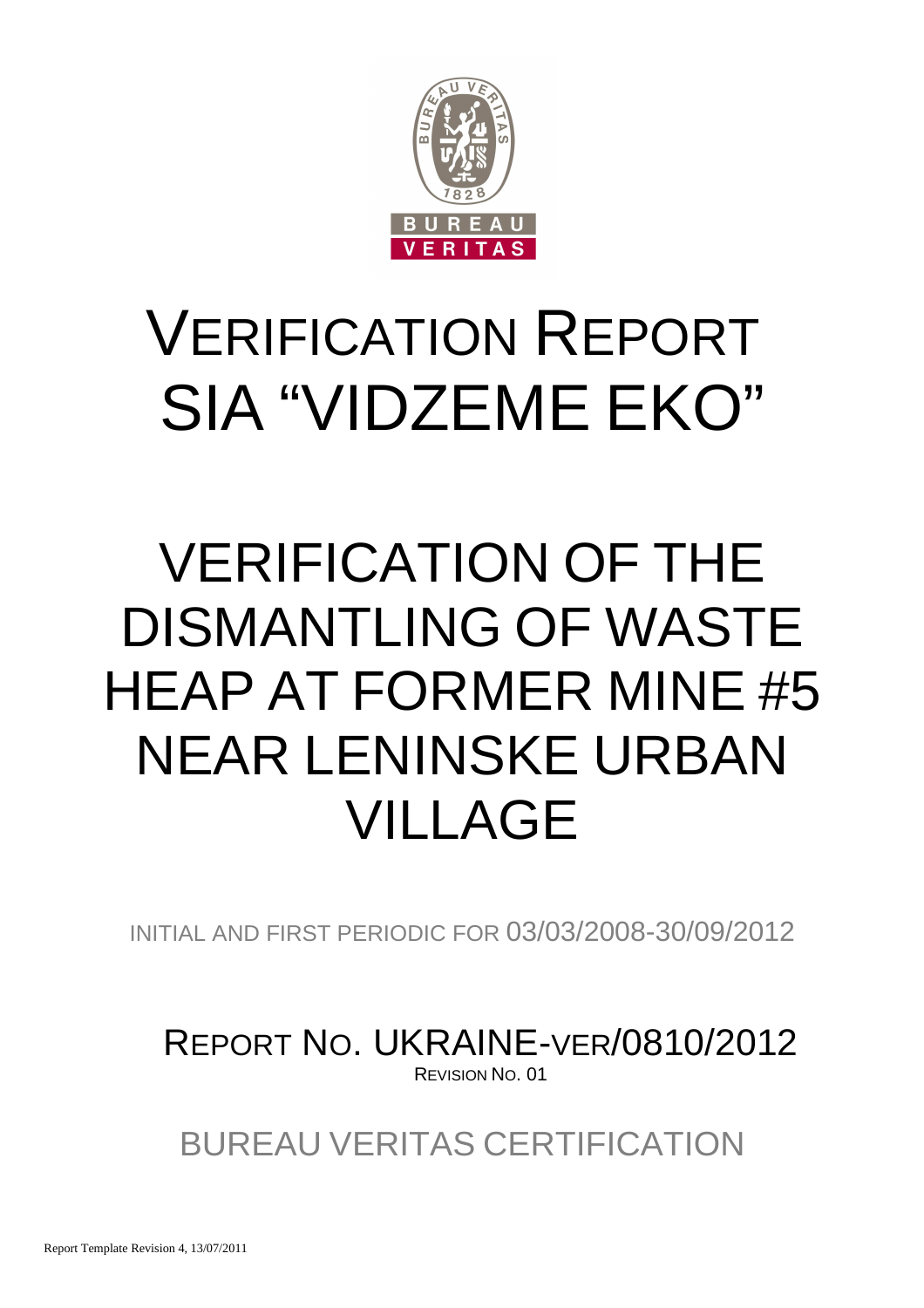# VERIFICATION REPORT SIA "VIDZEME EKO"

# VERIFICATION OF THE DISMANTLING OF WASTE HEAP AT FORMER MINE #5 NEAR LENINSKE URBAN VILLAGE

INITIAL AND FIRST PERIODIC FOR 03/03/2008-30/09/2012

REPORT NO. UKRAINE-VER/0810/2012

REVISION NO. 01

BUREAU VERITAS CERTIFICATION

Report Template Revision 4, 13/07/2011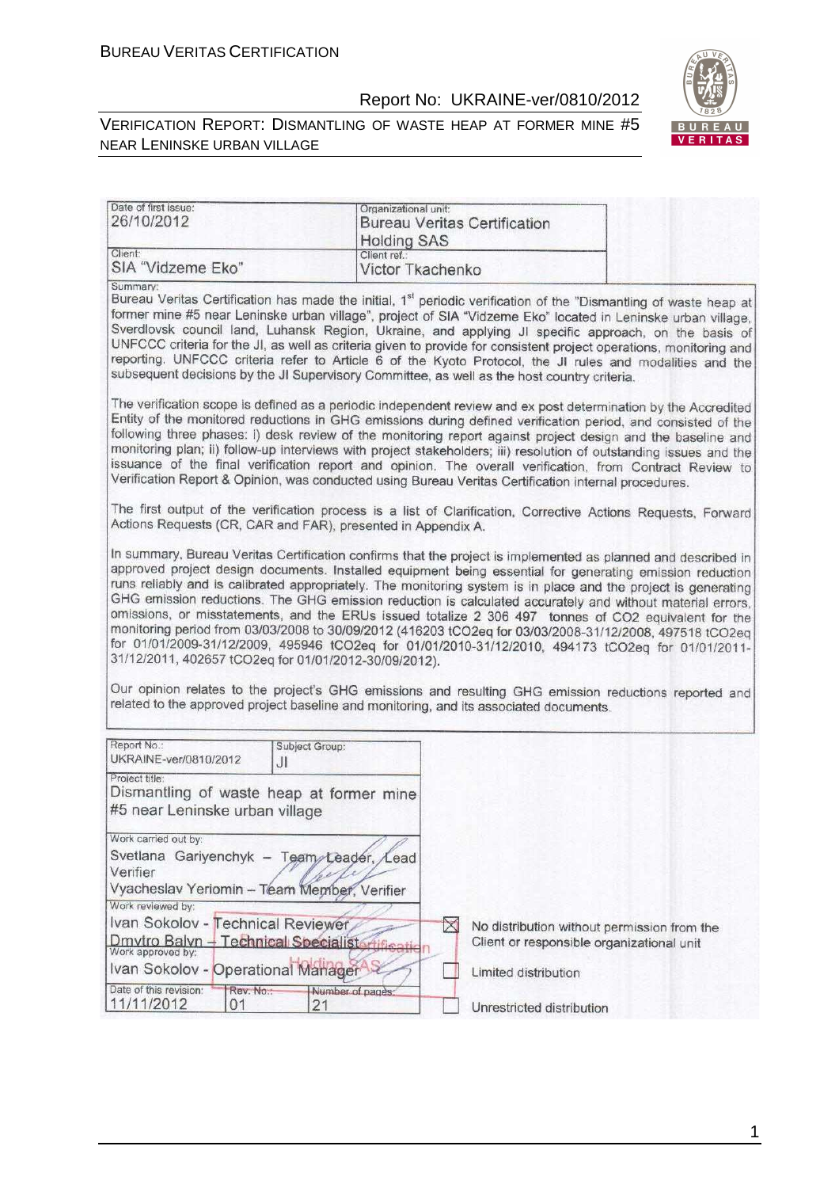| Date of first issue: | Organizational unit: |
|---|---|
| 26/10/2012 | Bureau Veritas Certification Holding SAS |
| Client: | Client ref.: |
| SIA "Vidzeme Eko" | Victor Tkachenko |

Summary:

Bureau Veritas Certification has made the initial, 1st periodic verification of the "Dismantling of waste heap at former mine #5 near Leninske urban village", project of SIA "Vidzeme Eko" located in Leninske urban village, Sverdlovsk council land, Luhansk Region, Ukraine, and applying JI specific approach, on the basis of UNFCCC criteria for the JI, as well as criteria given to provide for consistent project operations, monitoring and reporting. UNFCCC criteria refer to Article 6 of the Kyoto Protocol, the JI rules and modalities and the subsequent decisions by the JI Supervisory Committee, as well as the host country criteria.

The verification scope is defined as a periodic independent review and ex post determination by the Accredited Entity of the monitored reductions in GHG emissions during defined verification period, and consisted of the following three phases: i) desk review of the monitoring report against project design and the baseline and monitoring plan; ii) follow-up interviews with project stakeholders; iii) resolution of outstanding issues and the issuance of the final verification report and opinion. The overall verification, from Contract Review to Verification Report & Opinion, was conducted using Bureau Veritas Certification internal procedures.

The first output of the verification process is a list of Clarification, Corrective Actions Requests, Forward Actions Requests (CR, CAR and FAR), presented in Appendix A.

In summary, Bureau Veritas Certification confirms that the project is implemented as planned and described in approved project design documents. Installed equipment being essential for generating emission reduction runs reliably and is calibrated appropriately. The monitoring system is in place and the project is generating GHG emission reductions. The GHG emission reduction is calculated accurately and without material errors, omissions, or misstatements, and the ERUs issued totalize 2 306 497 tonnes of CO2 equivalent for the monitoring period from 03/03/2008 to 30/09/2012 (416203 tCO2eq for 03/03/2008-31/12/2008, 497518 tCO2eq for 01/01/2009-31/12/2009, 495946 tCO2eq for 01/01/2010-31/12/2010, 494173 tCO2eq for 01/01/2011-31/12/2011, 402657 tCO2eq for 01/01/2012-30/09/2012).

Our opinion relates to the project's GHG emissions and resulting GHG emission reductions reported and related to the approved project baseline and monitoring, and its associated documents.

| Report No.: | Subject Group: |
|---|---|
| UKRAINE-ver/0810/2012 | JI |

Project title:
Dismantling of waste heap at former mine #5 near Leninske urban village

Work carried out by:
Svetlana Gariyenchyk – Team Leader, Lead Verifier
Vyacheslav Yeriomin – Team Member, Verifier

Work reviewed by:
Ivan Sokolov - Technical Reviewer
Dmytro Balyn – Technical Specialist

Work approved by:
Ivan Sokolov - Operational Manager

| Date of this revision: | Rev. No.: | Number of pages: |
|---|---|---|
| 11/11/2012 | 01 | 21 |

☒ No distribution without permission from the Client or responsible organizational unit

☐ Limited distribution

☐ Unrestricted distribution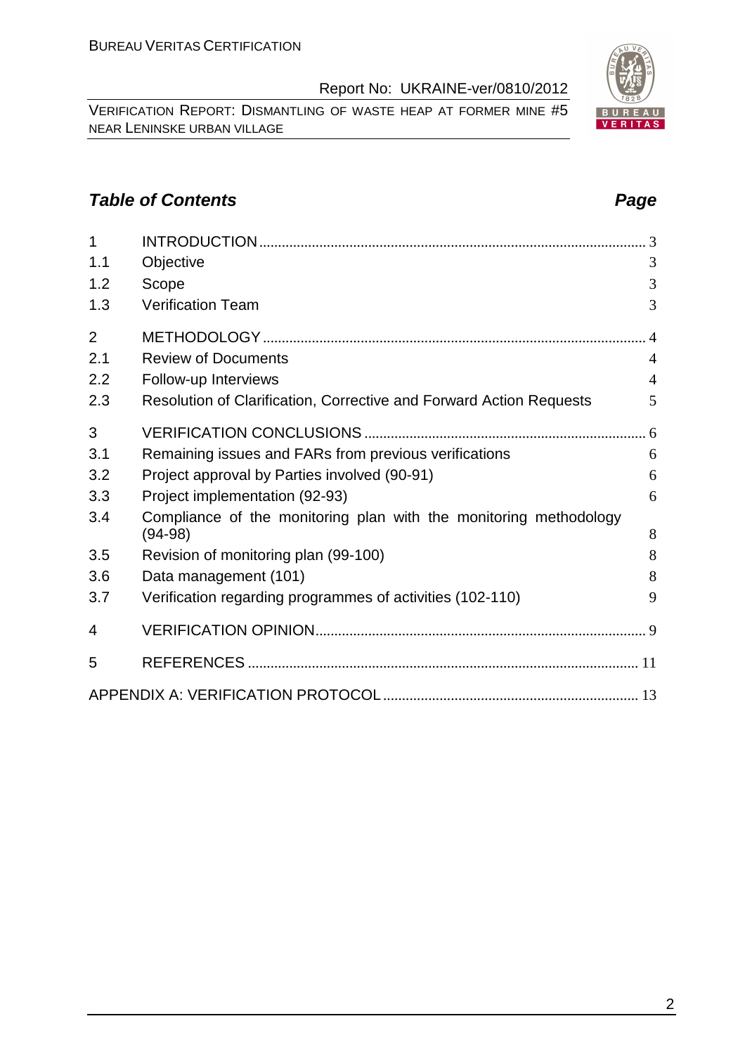## Table of Contents

| | | Page |
|---|---|---|
| 1 | INTRODUCTION | 3 |
| 1.1 | Objective | 3 |
| 1.2 | Scope | 3 |
| 1.3 | Verification Team | 3 |
| 2 | METHODOLOGY | 4 |
| 2.1 | Review of Documents | 4 |
| 2.2 | Follow-up Interviews | 4 |
| 2.3 | Resolution of Clarification, Corrective and Forward Action Requests | 5 |
| 3 | VERIFICATION CONCLUSIONS | 6 |
| 3.1 | Remaining issues and FARs from previous verifications | 6 |
| 3.2 | Project approval by Parties involved (90-91) | 6 |
| 3.3 | Project implementation (92-93) | 6 |
| 3.4 | Compliance of the monitoring plan with the monitoring methodology (94-98) | 8 |
| 3.5 | Revision of monitoring plan (99-100) | 8 |
| 3.6 | Data management (101) | 8 |
| 3.7 | Verification regarding programmes of activities (102-110) | 9 |
| 4 | VERIFICATION OPINION | 9 |
| 5 | REFERENCES | 11 |
| | APPENDIX A: VERIFICATION PROTOCOL | 13 |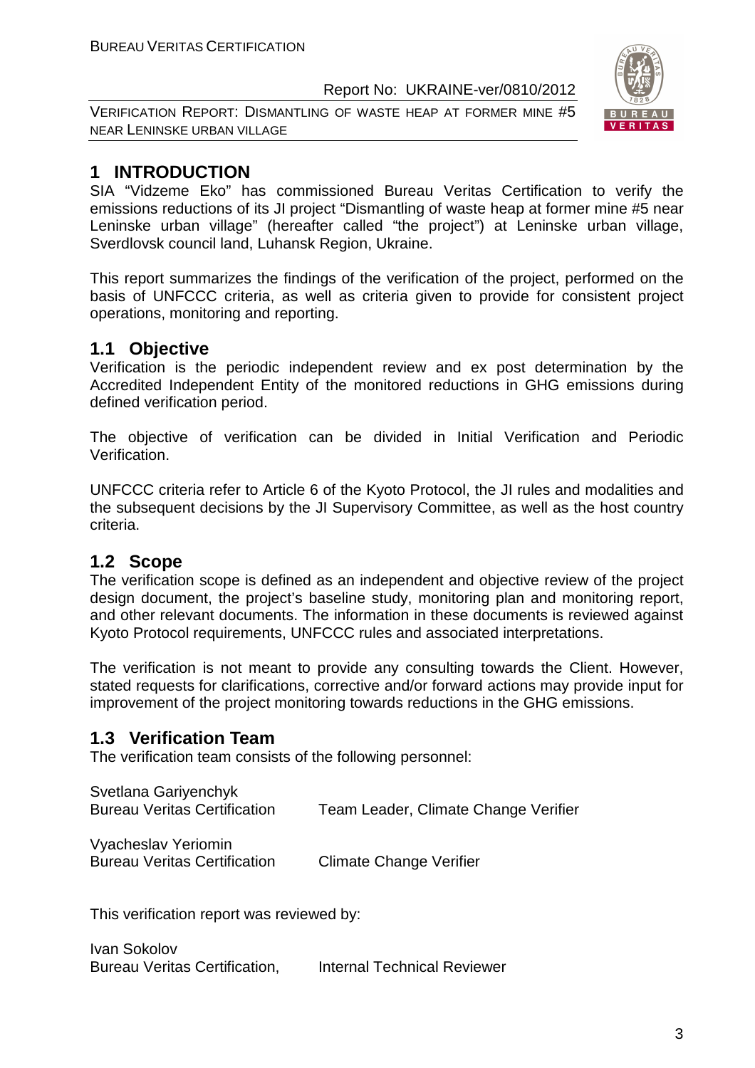# 1 INTRODUCTION

SIA "Vidzeme Eko" has commissioned Bureau Veritas Certification to verify the emissions reductions of its JI project "Dismantling of waste heap at former mine #5 near Leninske urban village" (hereafter called "the project") at Leninske urban village, Sverdlovsk council land, Luhansk Region, Ukraine.

This report summarizes the findings of the verification of the project, performed on the basis of UNFCCC criteria, as well as criteria given to provide for consistent project operations, monitoring and reporting.

## 1.1 Objective

Verification is the periodic independent review and ex post determination by the Accredited Independent Entity of the monitored reductions in GHG emissions during defined verification period.

The objective of verification can be divided in Initial Verification and Periodic Verification.

UNFCCC criteria refer to Article 6 of the Kyoto Protocol, the JI rules and modalities and the subsequent decisions by the JI Supervisory Committee, as well as the host country criteria.

## 1.2 Scope

The verification scope is defined as an independent and objective review of the project design document, the project's baseline study, monitoring plan and monitoring report, and other relevant documents. The information in these documents is reviewed against Kyoto Protocol requirements, UNFCCC rules and associated interpretations.

The verification is not meant to provide any consulting towards the Client. However, stated requests for clarifications, corrective and/or forward actions may provide input for improvement of the project monitoring towards reductions in the GHG emissions.

## 1.3 Verification Team

The verification team consists of the following personnel:

Svetlana Gariyenchyk
Bureau Veritas Certification — Team Leader, Climate Change Verifier

Vyacheslav Yeriomin
Bureau Veritas Certification — Climate Change Verifier

This verification report was reviewed by:

Ivan Sokolov
Bureau Veritas Certification, — Internal Technical Reviewer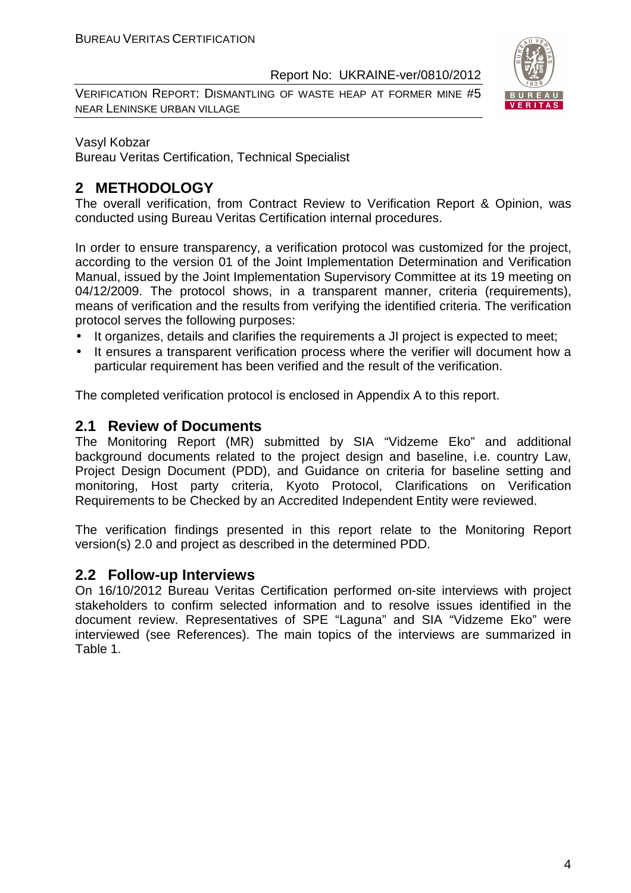Vasyl Kobzar
Bureau Veritas Certification, Technical Specialist

## 2 METHODOLOGY

The overall verification, from Contract Review to Verification Report & Opinion, was conducted using Bureau Veritas Certification internal procedures.

In order to ensure transparency, a verification protocol was customized for the project, according to the version 01 of the Joint Implementation Determination and Verification Manual, issued by the Joint Implementation Supervisory Committee at its 19 meeting on 04/12/2009. The protocol shows, in a transparent manner, criteria (requirements), means of verification and the results from verifying the identified criteria. The verification protocol serves the following purposes:

- It organizes, details and clarifies the requirements a JI project is expected to meet;
- It ensures a transparent verification process where the verifier will document how a particular requirement has been verified and the result of the verification.

The completed verification protocol is enclosed in Appendix A to this report.

### 2.1 Review of Documents

The Monitoring Report (MR) submitted by SIA "Vidzeme Eko" and additional background documents related to the project design and baseline, i.e. country Law, Project Design Document (PDD), and Guidance on criteria for baseline setting and monitoring, Host party criteria, Kyoto Protocol, Clarifications on Verification Requirements to be Checked by an Accredited Independent Entity were reviewed.

The verification findings presented in this report relate to the Monitoring Report version(s) 2.0 and project as described in the determined PDD.

### 2.2 Follow-up Interviews

On 16/10/2012 Bureau Veritas Certification performed on-site interviews with project stakeholders to confirm selected information and to resolve issues identified in the document review. Representatives of SPE "Laguna" and SIA "Vidzeme Eko" were interviewed (see References). The main topics of the interviews are summarized in Table 1.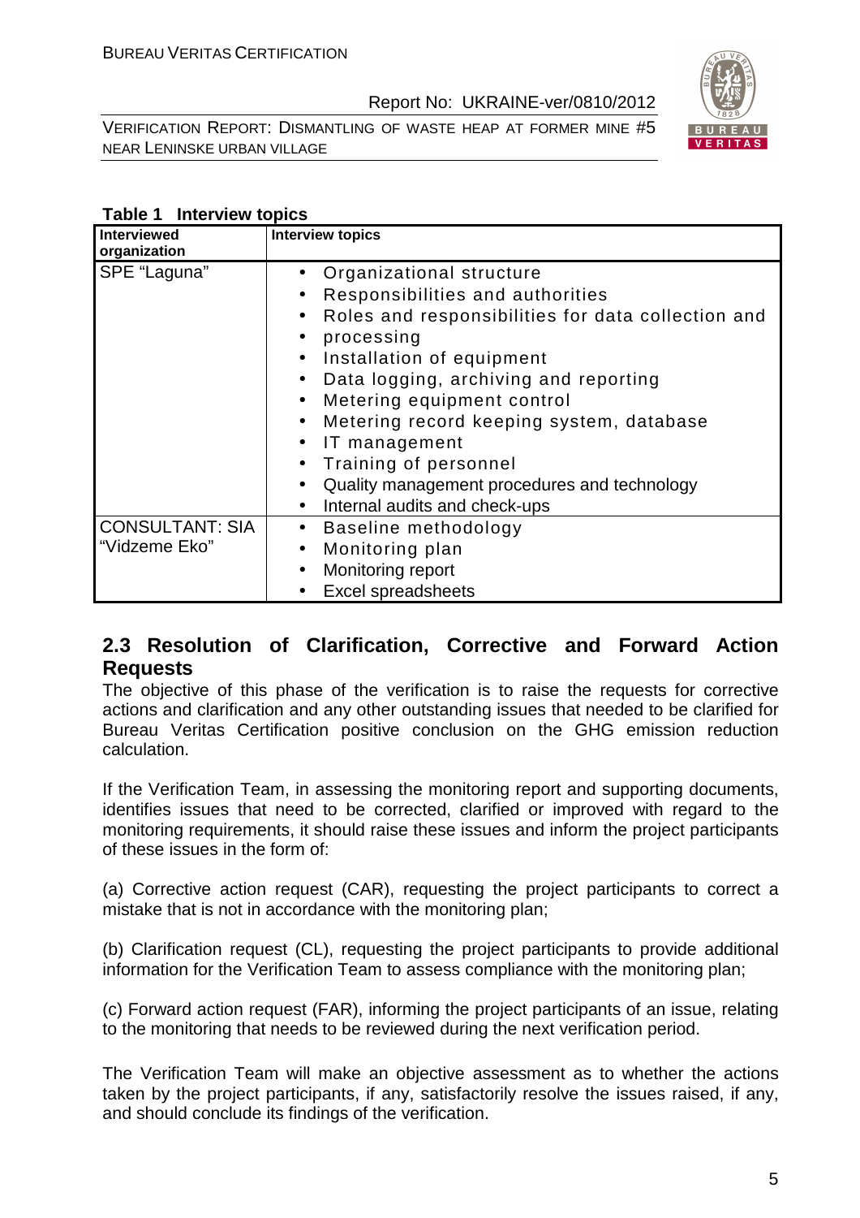**Table 1 Interview topics**

| Interviewed organization | Interview topics |
|---|---|
| SPE "Laguna" | • Organizational structure<br>• Responsibilities and authorities<br>• Roles and responsibilities for data collection and<br>• processing<br>• Installation of equipment<br>• Data logging, archiving and reporting<br>• Metering equipment control<br>• Metering record keeping system, database<br>• IT management<br>• Training of personnel<br>• Quality management procedures and technology<br>• Internal audits and check-ups |
| CONSULTANT: SIA "Vidzeme Eko" | • Baseline methodology<br>• Monitoring plan<br>• Monitoring report<br>• Excel spreadsheets |

## 2.3 Resolution of Clarification, Corrective and Forward Action Requests

The objective of this phase of the verification is to raise the requests for corrective actions and clarification and any other outstanding issues that needed to be clarified for Bureau Veritas Certification positive conclusion on the GHG emission reduction calculation.

If the Verification Team, in assessing the monitoring report and supporting documents, identifies issues that need to be corrected, clarified or improved with regard to the monitoring requirements, it should raise these issues and inform the project participants of these issues in the form of:

(a) Corrective action request (CAR), requesting the project participants to correct a mistake that is not in accordance with the monitoring plan;

(b) Clarification request (CL), requesting the project participants to provide additional information for the Verification Team to assess compliance with the monitoring plan;

(c) Forward action request (FAR), informing the project participants of an issue, relating to the monitoring that needs to be reviewed during the next verification period.

The Verification Team will make an objective assessment as to whether the actions taken by the project participants, if any, satisfactorily resolve the issues raised, if any, and should conclude its findings of the verification.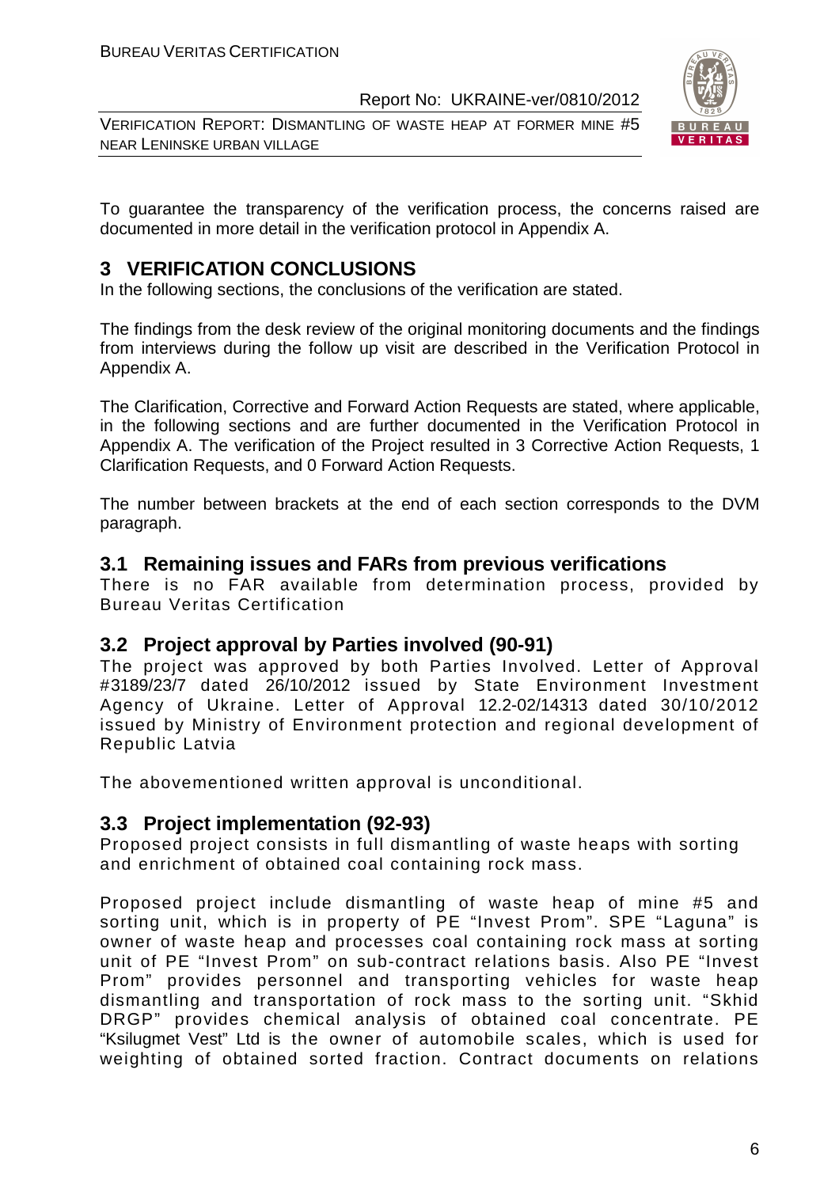To guarantee the transparency of the verification process, the concerns raised are documented in more detail in the verification protocol in Appendix A.

# 3 VERIFICATION CONCLUSIONS

In the following sections, the conclusions of the verification are stated.

The findings from the desk review of the original monitoring documents and the findings from interviews during the follow up visit are described in the Verification Protocol in Appendix A.

The Clarification, Corrective and Forward Action Requests are stated, where applicable, in the following sections and are further documented in the Verification Protocol in Appendix A. The verification of the Project resulted in 3 Corrective Action Requests, 1 Clarification Requests, and 0 Forward Action Requests.

The number between brackets at the end of each section corresponds to the DVM paragraph.

## 3.1 Remaining issues and FARs from previous verifications

There is no FAR available from determination process, provided by Bureau Veritas Certification

## 3.2 Project approval by Parties involved (90-91)

The project was approved by both Parties Involved. Letter of Approval #3189/23/7 dated 26/10/2012 issued by State Environment Investment Agency of Ukraine. Letter of Approval 12.2-02/14313 dated 30/10/2012 issued by Ministry of Environment protection and regional development of Republic Latvia

The abovementioned written approval is unconditional.

## 3.3 Project implementation (92-93)

Proposed project consists in full dismantling of waste heaps with sorting and enrichment of obtained coal containing rock mass.

Proposed project include dismantling of waste heap of mine #5 and sorting unit, which is in property of PE "Invest Prom". SPE "Laguna" is owner of waste heap and processes coal containing rock mass at sorting unit of PE "Invest Prom" on sub-contract relations basis. Also PE "Invest Prom" provides personnel and transporting vehicles for waste heap dismantling and transportation of rock mass to the sorting unit. "Skhid DRGP" provides chemical analysis of obtained coal concentrate. PE "Ksilugmet Vest" Ltd is the owner of automobile scales, which is used for weighting of obtained sorted fraction. Contract documents on relations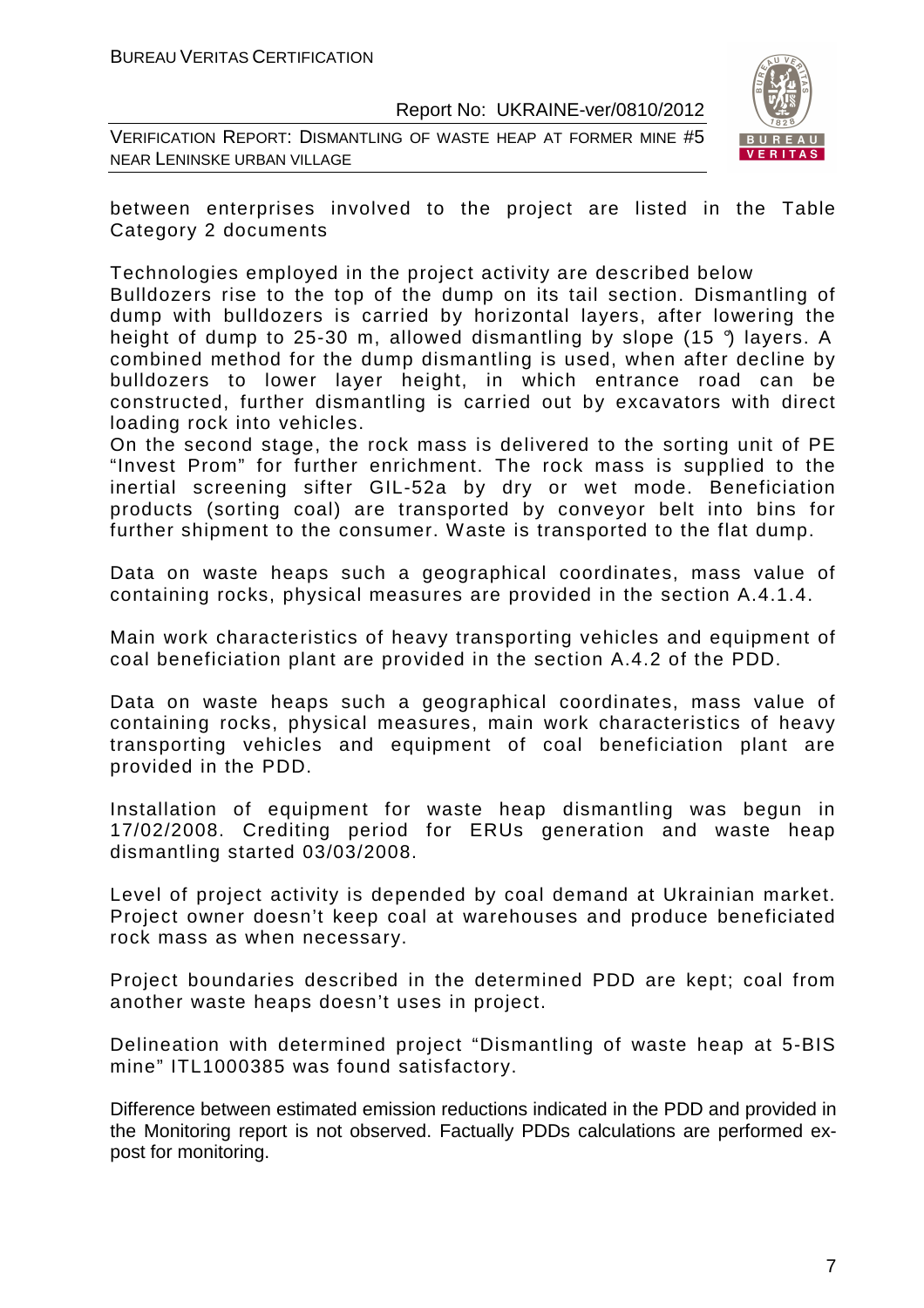between enterprises involved to the project are listed in the Table Category 2 documents

Technologies employed in the project activity are described below
Bulldozers rise to the top of the dump on its tail section. Dismantling of dump with bulldozers is carried by horizontal layers, after lowering the height of dump to 25-30 m, allowed dismantling by slope (15 °) layers. A combined method for the dump dismantling is used, when after decline by bulldozers to lower layer height, in which entrance road can be constructed, further dismantling is carried out by excavators with direct loading rock into vehicles.
On the second stage, the rock mass is delivered to the sorting unit of PE "Invest Prom" for further enrichment. The rock mass is supplied to the inertial screening sifter GIL-52a by dry or wet mode. Beneficiation products (sorting coal) are transported by conveyor belt into bins for further shipment to the consumer. Waste is transported to the flat dump.

Data on waste heaps such a geographical coordinates, mass value of containing rocks, physical measures are provided in the section A.4.1.4.

Main work characteristics of heavy transporting vehicles and equipment of coal beneficiation plant are provided in the section A.4.2 of the PDD.

Data on waste heaps such a geographical coordinates, mass value of containing rocks, physical measures, main work characteristics of heavy transporting vehicles and equipment of coal beneficiation plant are provided in the PDD.

Installation of equipment for waste heap dismantling was begun in 17/02/2008. Crediting period for ERUs generation and waste heap dismantling started 03/03/2008.

Level of project activity is depended by coal demand at Ukrainian market. Project owner doesn't keep coal at warehouses and produce beneficiated rock mass as when necessary.

Project boundaries described in the determined PDD are kept; coal from another waste heaps doesn't uses in project.

Delineation with determined project "Dismantling of waste heap at 5-BIS mine" ITL1000385 was found satisfactory.

Difference between estimated emission reductions indicated in the PDD and provided in the Monitoring report is not observed. Factually PDDs calculations are performed ex-post for monitoring.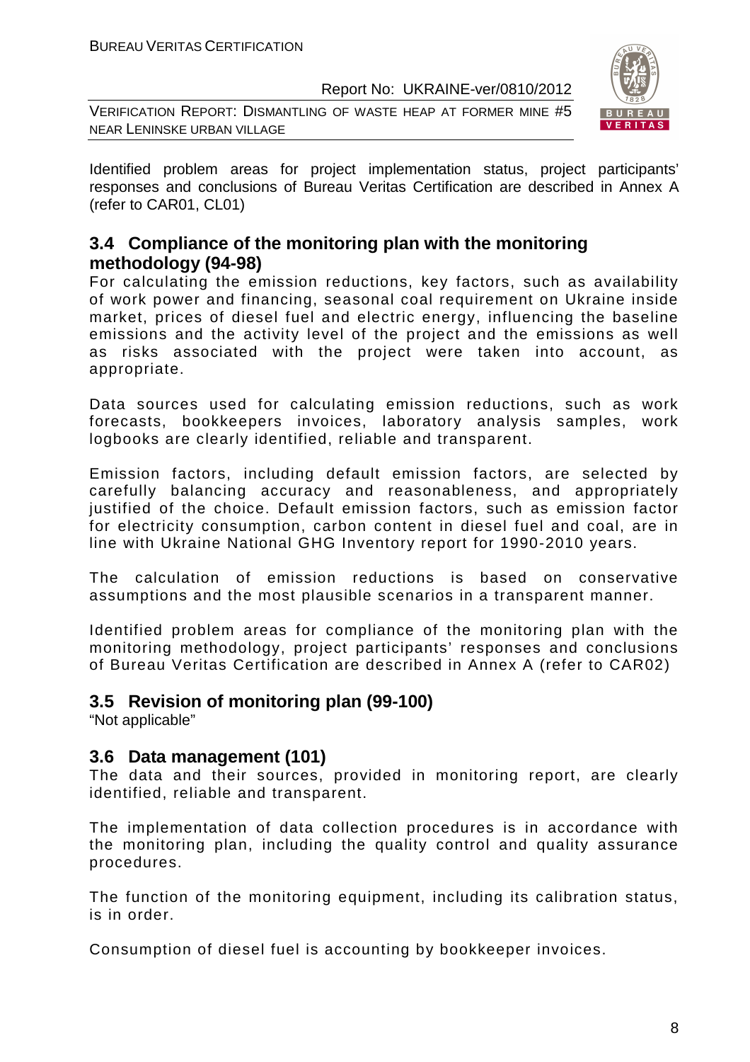Identified problem areas for project implementation status, project participants' responses and conclusions of Bureau Veritas Certification are described in Annex A (refer to CAR01, CL01)

## 3.4 Compliance of the monitoring plan with the monitoring methodology (94-98)

For calculating the emission reductions, key factors, such as availability of work power and financing, seasonal coal requirement on Ukraine inside market, prices of diesel fuel and electric energy, influencing the baseline emissions and the activity level of the project and the emissions as well as risks associated with the project were taken into account, as appropriate.

Data sources used for calculating emission reductions, such as work forecasts, bookkeepers invoices, laboratory analysis samples, work logbooks are clearly identified, reliable and transparent.

Emission factors, including default emission factors, are selected by carefully balancing accuracy and reasonableness, and appropriately justified of the choice. Default emission factors, such as emission factor for electricity consumption, carbon content in diesel fuel and coal, are in line with Ukraine National GHG Inventory report for 1990-2010 years.

The calculation of emission reductions is based on conservative assumptions and the most plausible scenarios in a transparent manner.

Identified problem areas for compliance of the monitoring plan with the monitoring methodology, project participants' responses and conclusions of Bureau Veritas Certification are described in Annex A (refer to CAR02)

## 3.5 Revision of monitoring plan (99-100)

"Not applicable"

## 3.6 Data management (101)

The data and their sources, provided in monitoring report, are clearly identified, reliable and transparent.

The implementation of data collection procedures is in accordance with the monitoring plan, including the quality control and quality assurance procedures.

The function of the monitoring equipment, including its calibration status, is in order.

Consumption of diesel fuel is accounting by bookkeeper invoices.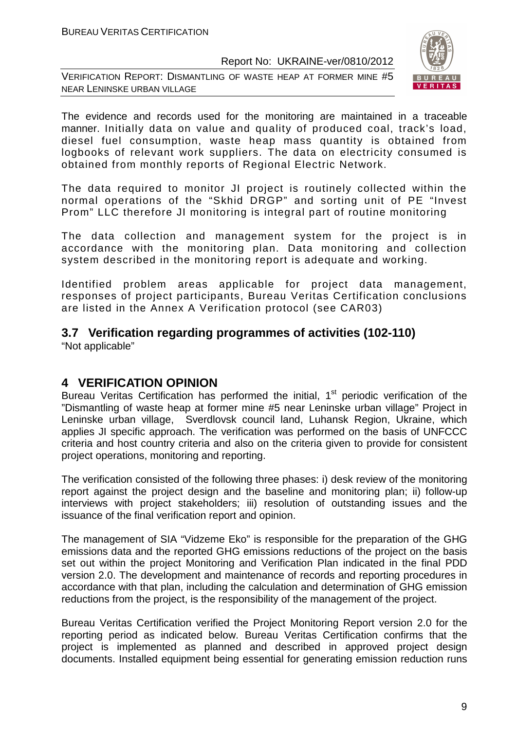The evidence and records used for the monitoring are maintained in a traceable manner. Initially data on value and quality of produced coal, track's load, diesel fuel consumption, waste heap mass quantity is obtained from logbooks of relevant work suppliers. The data on electricity consumed is obtained from monthly reports of Regional Electric Network.

The data required to monitor JI project is routinely collected within the normal operations of the "Skhid DRGP" and sorting unit of PE "Invest Prom" LLC therefore JI monitoring is integral part of routine monitoring

The data collection and management system for the project is in accordance with the monitoring plan. Data monitoring and collection system described in the monitoring report is adequate and working.

Identified problem areas applicable for project data management, responses of project participants, Bureau Veritas Certification conclusions are listed in the Annex A Verification protocol (see CAR03)

### 3.7 Verification regarding programmes of activities (102-110)

"Not applicable"

## 4 VERIFICATION OPINION

Bureau Veritas Certification has performed the initial, 1st periodic verification of the "Dismantling of waste heap at former mine #5 near Leninske urban village" Project in Leninske urban village, Sverdlovsk council land, Luhansk Region, Ukraine, which applies JI specific approach. The verification was performed on the basis of UNFCCC criteria and host country criteria and also on the criteria given to provide for consistent project operations, monitoring and reporting.

The verification consisted of the following three phases: i) desk review of the monitoring report against the project design and the baseline and monitoring plan; ii) follow-up interviews with project stakeholders; iii) resolution of outstanding issues and the issuance of the final verification report and opinion.

The management of SIA "Vidzeme Eko" is responsible for the preparation of the GHG emissions data and the reported GHG emissions reductions of the project on the basis set out within the project Monitoring and Verification Plan indicated in the final PDD version 2.0. The development and maintenance of records and reporting procedures in accordance with that plan, including the calculation and determination of GHG emission reductions from the project, is the responsibility of the management of the project.

Bureau Veritas Certification verified the Project Monitoring Report version 2.0 for the reporting period as indicated below. Bureau Veritas Certification confirms that the project is implemented as planned and described in approved project design documents. Installed equipment being essential for generating emission reduction runs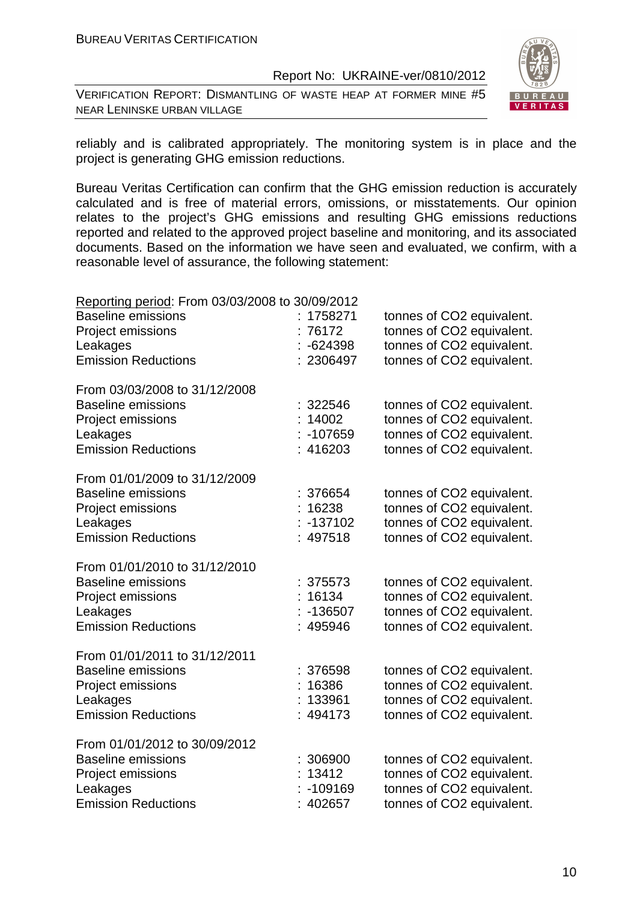reliably and is calibrated appropriately. The monitoring system is in place and the project is generating GHG emission reductions.

Bureau Veritas Certification can confirm that the GHG emission reduction is accurately calculated and is free of material errors, omissions, or misstatements. Our opinion relates to the project's GHG emissions and resulting GHG emissions reductions reported and related to the approved project baseline and monitoring, and its associated documents. Based on the information we have seen and evaluated, we confirm, with a reasonable level of assurance, the following statement:

Reporting period: From 03/03/2008 to 30/09/2012

| | | |
|---|---|---|
| Baseline emissions | : 1758271 | tonnes of CO2 equivalent. |
| Project emissions | : 76172 | tonnes of CO2 equivalent. |
| Leakages | : -624398 | tonnes of CO2 equivalent. |
| Emission Reductions | : 2306497 | tonnes of CO2 equivalent. |

From 03/03/2008 to 31/12/2008

| | | |
|---|---|---|
| Baseline emissions | : 322546 | tonnes of CO2 equivalent. |
| Project emissions | : 14002 | tonnes of CO2 equivalent. |
| Leakages | : -107659 | tonnes of CO2 equivalent. |
| Emission Reductions | : 416203 | tonnes of CO2 equivalent. |

From 01/01/2009 to 31/12/2009

| | | |
|---|---|---|
| Baseline emissions | : 376654 | tonnes of CO2 equivalent. |
| Project emissions | : 16238 | tonnes of CO2 equivalent. |
| Leakages | : -137102 | tonnes of CO2 equivalent. |
| Emission Reductions | : 497518 | tonnes of CO2 equivalent. |

From 01/01/2010 to 31/12/2010

| | | |
|---|---|---|
| Baseline emissions | : 375573 | tonnes of CO2 equivalent. |
| Project emissions | : 16134 | tonnes of CO2 equivalent. |
| Leakages | : -136507 | tonnes of CO2 equivalent. |
| Emission Reductions | : 495946 | tonnes of CO2 equivalent. |

From 01/01/2011 to 31/12/2011

| | | |
|---|---|---|
| Baseline emissions | : 376598 | tonnes of CO2 equivalent. |
| Project emissions | : 16386 | tonnes of CO2 equivalent. |
| Leakages | : 133961 | tonnes of CO2 equivalent. |
| Emission Reductions | : 494173 | tonnes of CO2 equivalent. |

From 01/01/2012 to 30/09/2012

| | | |
|---|---|---|
| Baseline emissions | : 306900 | tonnes of CO2 equivalent. |
| Project emissions | : 13412 | tonnes of CO2 equivalent. |
| Leakages | : -109169 | tonnes of CO2 equivalent. |
| Emission Reductions | : 402657 | tonnes of CO2 equivalent. |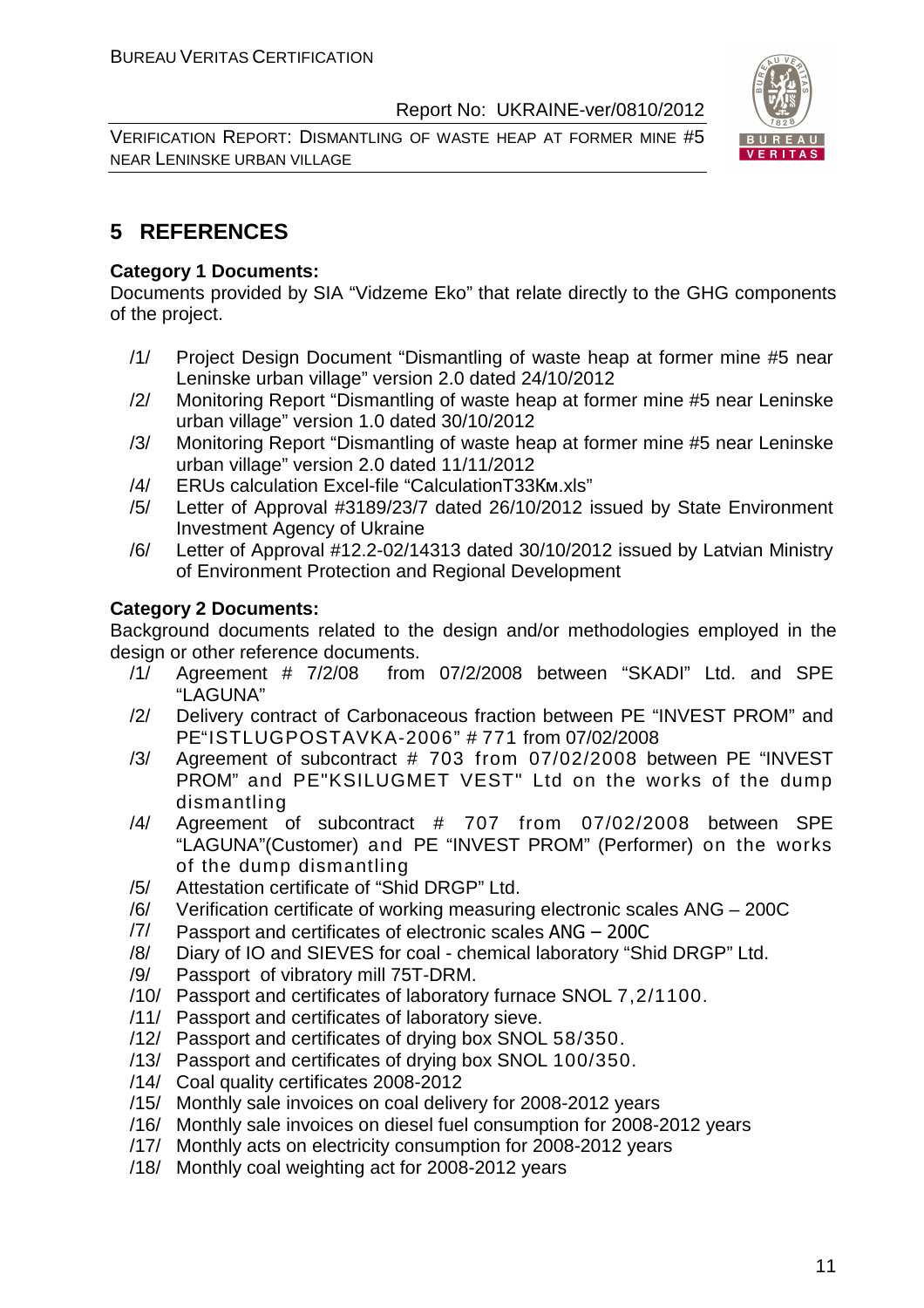## 5 REFERENCES

**Category 1 Documents:**

Documents provided by SIA "Vidzeme Eko" that relate directly to the GHG components of the project.

/1/ Project Design Document "Dismantling of waste heap at former mine #5 near Leninske urban village" version 2.0 dated 24/10/2012

/2/ Monitoring Report "Dismantling of waste heap at former mine #5 near Leninske urban village" version 1.0 dated 30/10/2012

/3/ Monitoring Report "Dismantling of waste heap at former mine #5 near Leninske urban village" version 2.0 dated 11/11/2012

/4/ ERUs calculation Excel-file "CalculationT33Км.xls"

/5/ Letter of Approval #3189/23/7 dated 26/10/2012 issued by State Environment Investment Agency of Ukraine

/6/ Letter of Approval #12.2-02/14313 dated 30/10/2012 issued by Latvian Ministry of Environment Protection and Regional Development

**Category 2 Documents:**

Background documents related to the design and/or methodologies employed in the design or other reference documents.

/1/ Agreement # 7/2/08 from 07/2/2008 between "SKADI" Ltd. and SPE "LAGUNA"

/2/ Delivery contract of Carbonaceous fraction between PE "INVEST PROM" and PE"ISTLUGPOSTAVKA-2006" # 771 from 07/02/2008

/3/ Agreement of subcontract # 703 from 07/02/2008 between PE "INVEST PROM" and PE"KSILUGMET VEST" Ltd on the works of the dump dismantling

/4/ Agreement of subcontract # 707 from 07/02/2008 between SPE "LAGUNA"(Customer) and PE "INVEST PROM" (Performer) on the works of the dump dismantling

/5/ Attestation certificate of "Shid DRGP" Ltd.

/6/ Verification certificate of working measuring electronic scales ANG – 200C

/7/ Passport and certificates of electronic scales ANG – 200C

/8/ Diary of IO and SIEVES for coal - chemical laboratory "Shid DRGP" Ltd.

/9/ Passport of vibratory mill 75T-DRM.

/10/ Passport and certificates of laboratory furnace SNOL 7,2/1100.

/11/ Passport and certificates of laboratory sieve.

/12/ Passport and certificates of drying box SNOL 58/350.

/13/ Passport and certificates of drying box SNOL 100/350.

/14/ Coal quality certificates 2008-2012

/15/ Monthly sale invoices on coal delivery for 2008-2012 years

/16/ Monthly sale invoices on diesel fuel consumption for 2008-2012 years

/17/ Monthly acts on electricity consumption for 2008-2012 years

/18/ Monthly coal weighting act for 2008-2012 years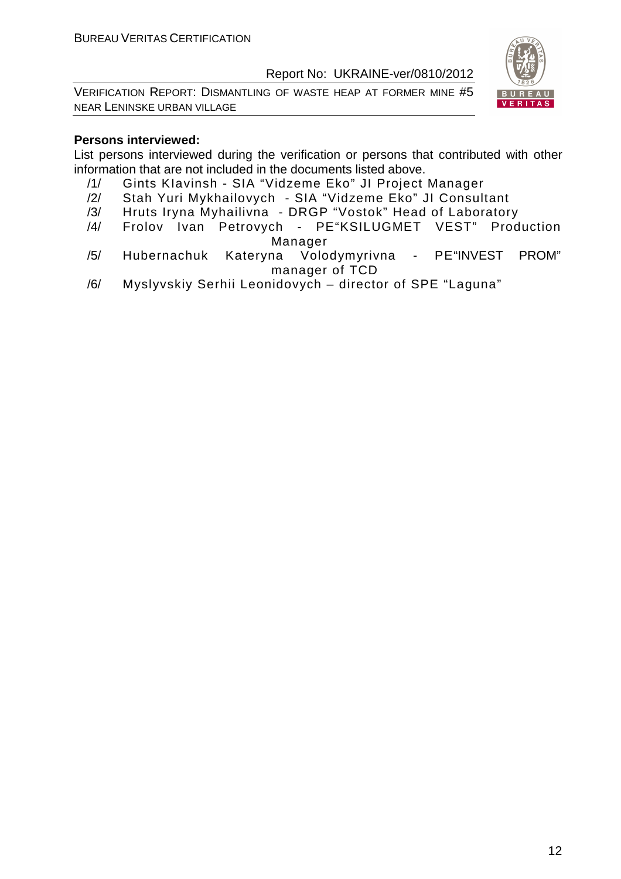**Persons interviewed:**

List persons interviewed during the verification or persons that contributed with other information that are not included in the documents listed above.

/1/ Gints Klavinsh - SIA "Vidzeme Eko" JI Project Manager

/2/ Stah Yuri Mykhailovych - SIA "Vidzeme Eko" JI Consultant

/3/ Hruts Iryna Myhailivna - DRGP "Vostok" Head of Laboratory

/4/ Frolov Ivan Petrovych - PE"KSILUGMET VEST" Production Manager

/5/ Hubernachuk Kateryna Volodymyrivna - PE"INVEST PROM" manager of TCD

/6/ Myslyvskiy Serhii Leonidovych – director of SPE "Laguna"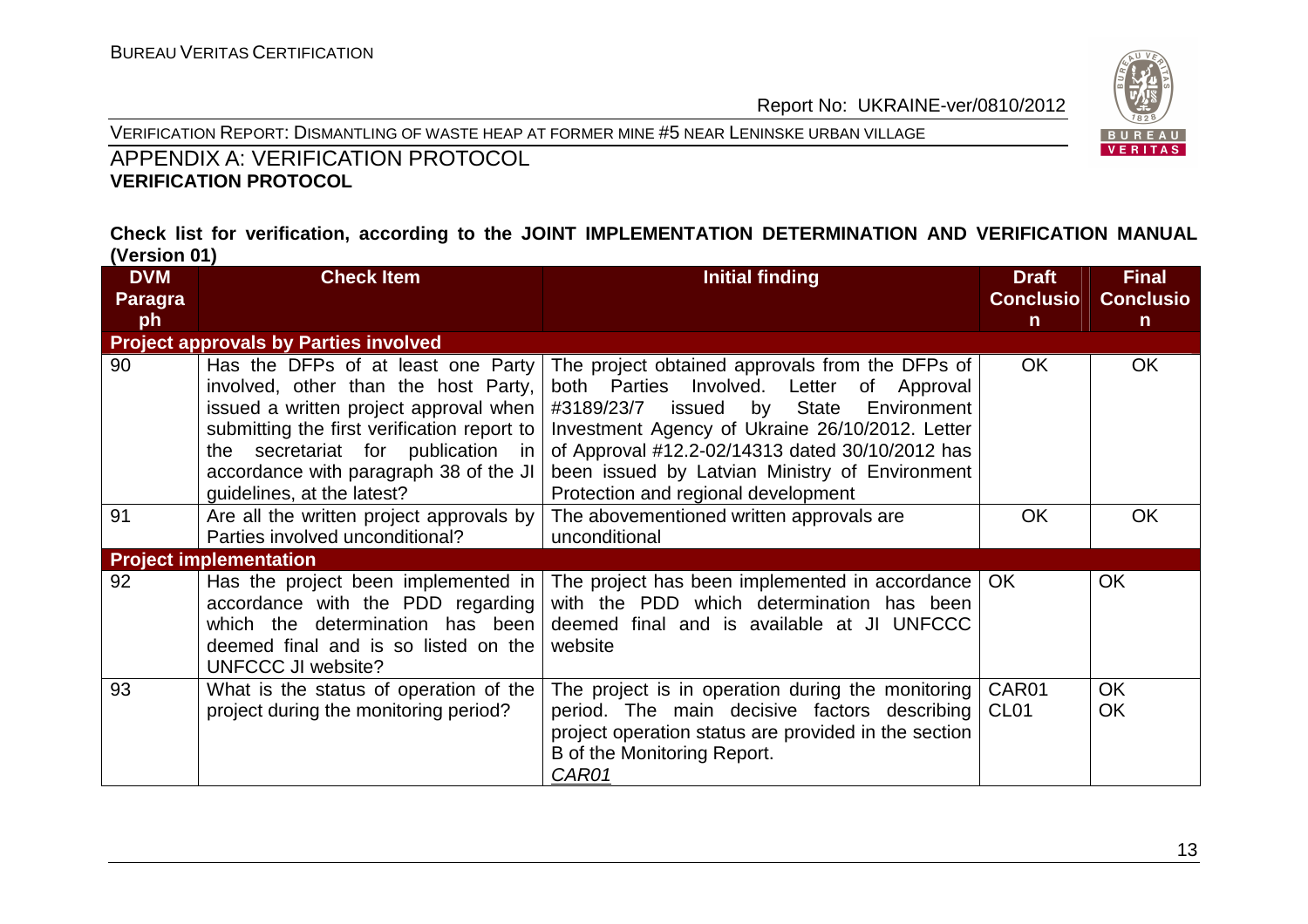## APPENDIX A: VERIFICATION PROTOCOL

**VERIFICATION PROTOCOL**

**Check list for verification, according to the JOINT IMPLEMENTATION DETERMINATION AND VERIFICATION MANUAL (Version 01)**

| DVM Paragraph | Check Item | Initial finding | Draft Conclusion | Final Conclusion |
|---|---|---|---|---|
| **Project approvals by Parties involved** | | | | |
| 90 | Has the DFPs of at least one Party involved, other than the host Party, issued a written project approval when submitting the first verification report to the secretariat for publication in accordance with paragraph 38 of the JI guidelines, at the latest? | The project obtained approvals from the DFPs of both Parties Involved. Letter of Approval #3189/23/7 issued by State Environment Investment Agency of Ukraine 26/10/2012. Letter of Approval #12.2-02/14313 dated 30/10/2012 has been issued by Latvian Ministry of Environment Protection and regional development | OK | OK |
| 91 | Are all the written project approvals by Parties involved unconditional? | The abovementioned written approvals are unconditional | OK | OK |
| **Project implementation** | | | | |
| 92 | Has the project been implemented in accordance with the PDD regarding which the determination has been deemed final and is so listed on the UNFCCC JI website? | The project has been implemented in accordance with the PDD which determination has been deemed final and is available at JI UNFCCC website | OK | OK |
| 93 | What is the status of operation of the project during the monitoring period? | The project is in operation during the monitoring period. The main decisive factors describing project operation status are provided in the section B of the Monitoring Report.<br>*CAR01* | CAR01<br>CL01 | OK<br>OK |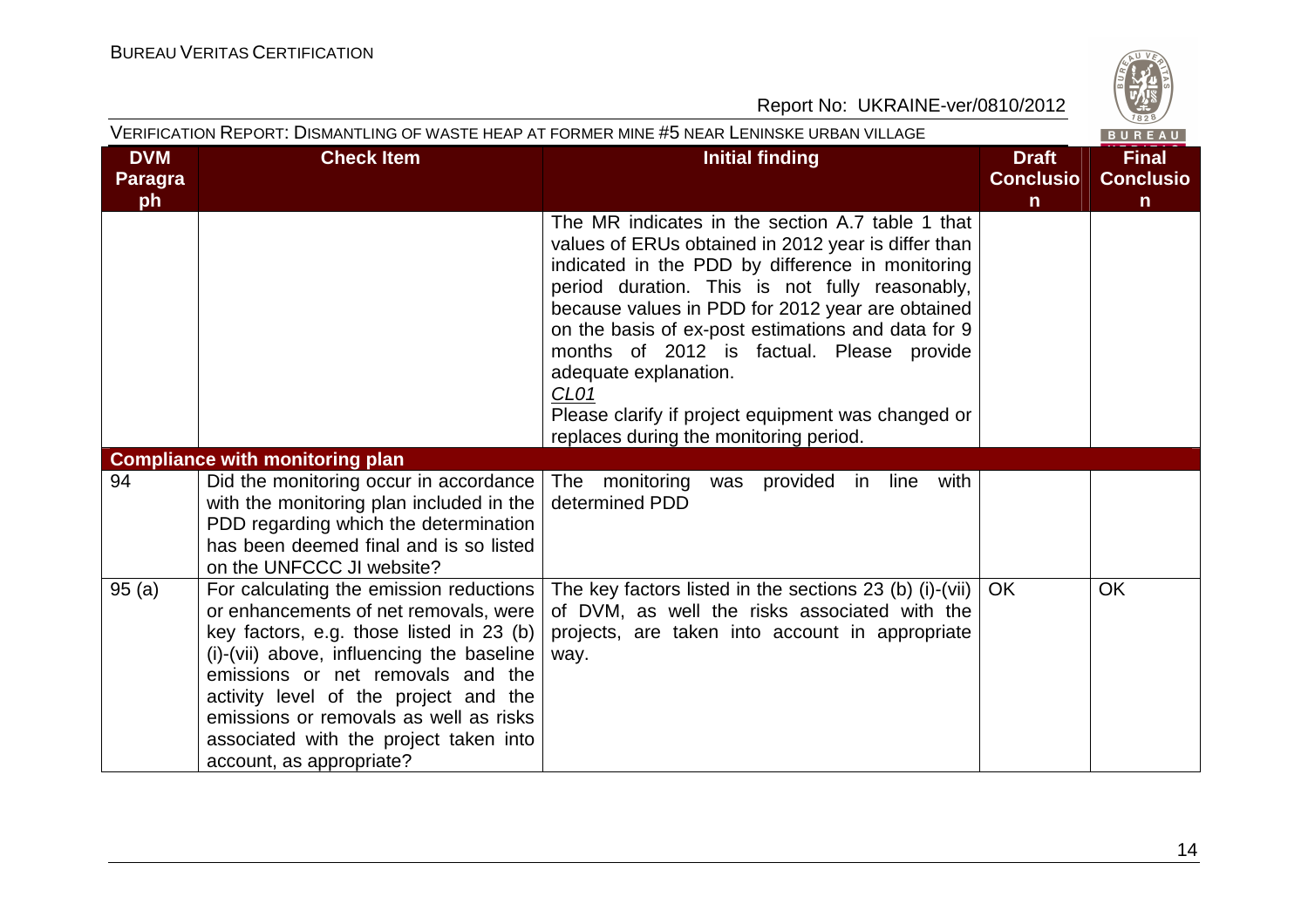| DVM Paragraph | Check Item | Initial finding | Draft Conclusion | Final Conclusion |
|---|---|---|---|---|
| | | The MR indicates in the section A.7 table 1 that values of ERUs obtained in 2012 year is differ than indicated in the PDD by difference in monitoring period duration. This is not fully reasonably, because values in PDD for 2012 year are obtained on the basis of ex-post estimations and data for 9 months of 2012 is factual. Please provide adequate explanation.<br>CL01<br>Please clarify if project equipment was changed or replaces during the monitoring period. | | |
| **Compliance with monitoring plan** | | | | |
| 94 | Did the monitoring occur in accordance with the monitoring plan included in the PDD regarding which the determination has been deemed final and is so listed on the UNFCCC JI website? | The monitoring was provided in line with determined PDD | | |
| 95 (a) | For calculating the emission reductions or enhancements of net removals, were key factors, e.g. those listed in 23 (b) (i)-(vii) above, influencing the baseline emissions or net removals and the activity level of the project and the emissions or removals as well as risks associated with the project taken into account, as appropriate? | The key factors listed in the sections 23 (b) (i)-(vii) of DVM, as well the risks associated with the projects, are taken into account in appropriate way. | OK | OK |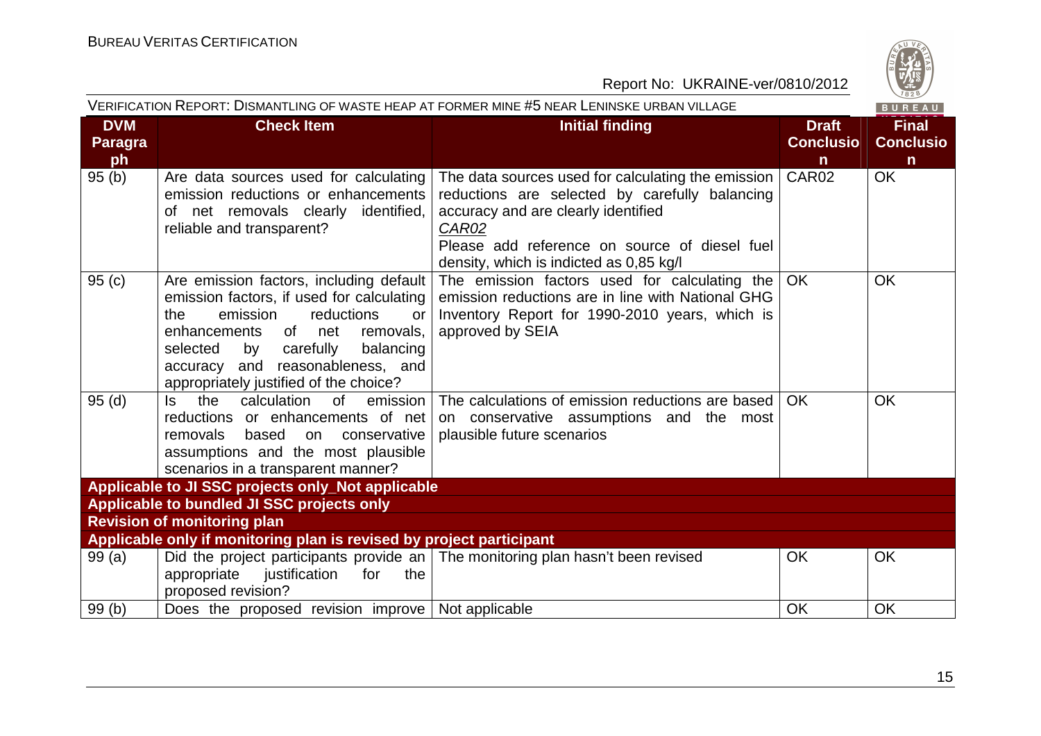VERIFICATION REPORT: DISMANTLING OF WASTE HEAP AT FORMER MINE #5 NEAR LENINSKE URBAN VILLAGE

| DVM Paragraph | Check Item | Initial finding | Draft Conclusion | Final Conclusion |
|---|---|---|---|---|
| 95 (b) | Are data sources used for calculating emission reductions or enhancements of net removals clearly identified, reliable and transparent? | The data sources used for calculating the emission reductions are selected by carefully balancing accuracy and are clearly identified<br>*CAR02*<br>Please add reference on source of diesel fuel density, which is indicted as 0,85 kg/l | CAR02 | OK |
| 95 (c) | Are emission factors, including default emission factors, if used for calculating the emission reductions or enhancements of net removals, selected by carefully balancing accuracy and reasonableness, and appropriately justified of the choice? | The emission factors used for calculating the emission reductions are in line with National GHG Inventory Report for 1990-2010 years, which is approved by SEIA | OK | OK |
| 95 (d) | Is the calculation of emission reductions or enhancements of net removals based on conservative assumptions and the most plausible scenarios in a transparent manner? | The calculations of emission reductions are based on conservative assumptions and the most plausible future scenarios | OK | OK |
| **Applicable to JI SSC projects only_Not applicable** | | | | |
| **Applicable to bundled JI SSC projects only** | | | | |
| **Revision of monitoring plan** | | | | |
| **Applicable only if monitoring plan is revised by project participant** | | | | |
| 99 (a) | Did the project participants provide an appropriate justification for the proposed revision? | The monitoring plan hasn't been revised | OK | OK |
| 99 (b) | Does the proposed revision improve | Not applicable | OK | OK |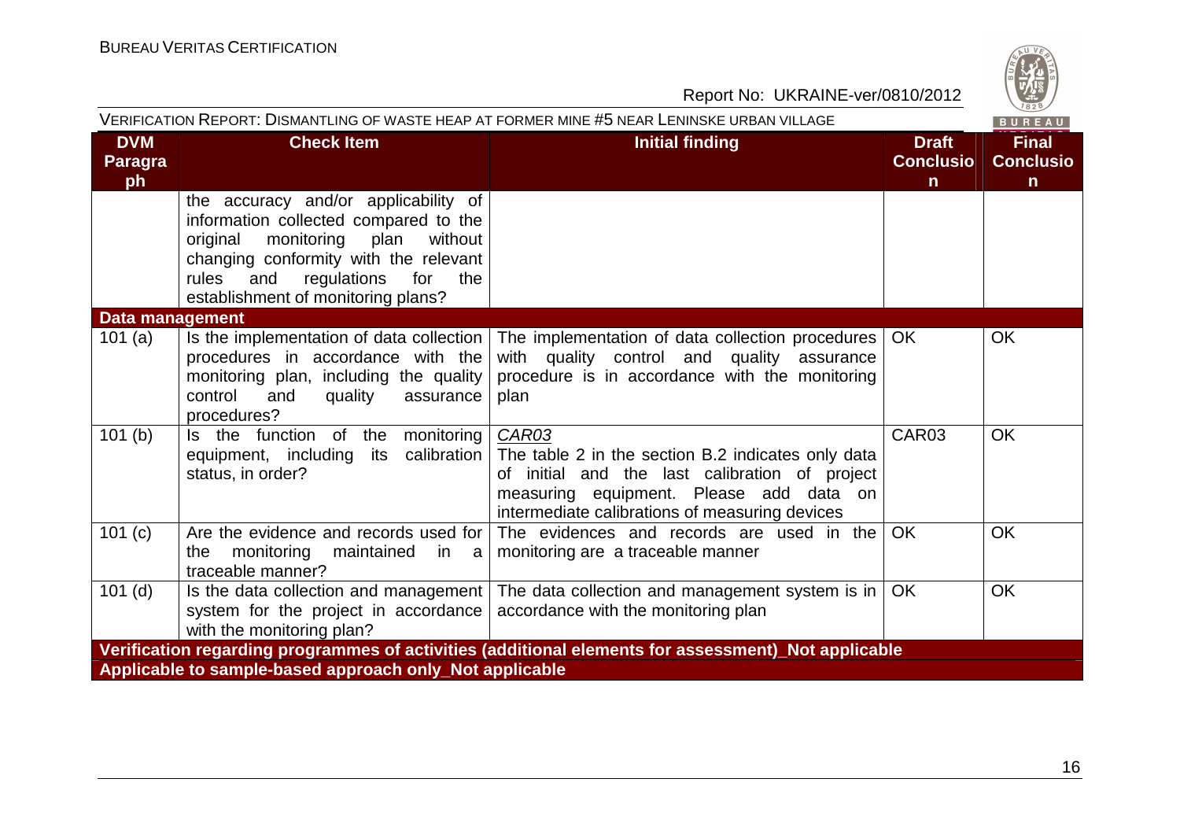| DVM Paragraph | Check Item | Initial finding | Draft Conclusion | Final Conclusion |
|---|---|---|---|---|
| | the accuracy and/or applicability of information collected compared to the original monitoring plan without changing conformity with the relevant rules and regulations for the establishment of monitoring plans? | | | |
| **Data management** | | | | |
| 101 (a) | Is the implementation of data collection procedures in accordance with the monitoring plan, including the quality control and quality assurance procedures? | The implementation of data collection procedures with quality control and quality assurance procedure is in accordance with the monitoring plan | OK | OK |
| 101 (b) | Is the function of the monitoring equipment, including its calibration status, in order? | *CAR03*<br>The table 2 in the section B.2 indicates only data of initial and the last calibration of project measuring equipment. Please add data on intermediate calibrations of measuring devices | CAR03 | OK |
| 101 (c) | Are the evidence and records used for the monitoring maintained in a traceable manner? | The evidences and records are used in the monitoring are a traceable manner | OK | OK |
| 101 (d) | Is the data collection and management system for the project in accordance with the monitoring plan? | The data collection and management system is in accordance with the monitoring plan | OK | OK |
| **Verification regarding programmes of activities (additional elements for assessment)_Not applicable** | | | | |
| **Applicable to sample-based approach only_Not applicable** | | | | |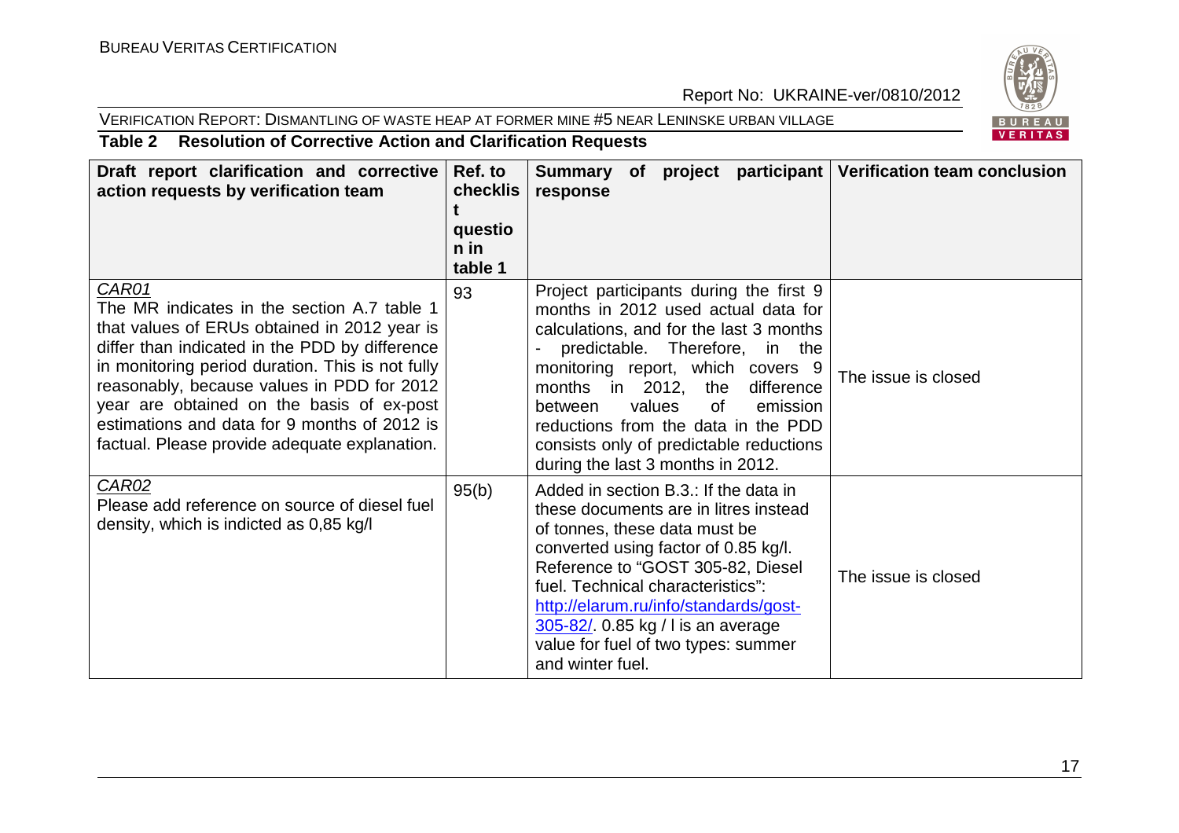**Table 2 Resolution of Corrective Action and Clarification Requests**

| Draft report clarification and corrective action requests by verification team | Ref. to checklist question in table 1 | Summary of project participant response | Verification team conclusion |
|---|---|---|---|
| *CAR01* The MR indicates in the section A.7 table 1 that values of ERUs obtained in 2012 year is differ than indicated in the PDD by difference in monitoring period duration. This is not fully reasonably, because values in PDD for 2012 year are obtained on the basis of ex-post estimations and data for 9 months of 2012 is factual. Please provide adequate explanation. | 93 | Project participants during the first 9 months in 2012 used actual data for calculations, and for the last 3 months - predictable. Therefore, in the monitoring report, which covers 9 months in 2012, the difference between values of emission reductions from the data in the PDD consists only of predictable reductions during the last 3 months in 2012. | The issue is closed |
| *CAR02* Please add reference on source of diesel fuel density, which is indicted as 0,85 kg/l | 95(b) | Added in section B.3.: If the data in these documents are in litres instead of tonnes, these data must be converted using factor of 0.85 kg/l. Reference to "GOST 305-82, Diesel fuel. Technical characteristics": http://elarum.ru/info/standards/gost-305-82/. 0.85 kg / l is an average value for fuel of two types: summer and winter fuel. | The issue is closed |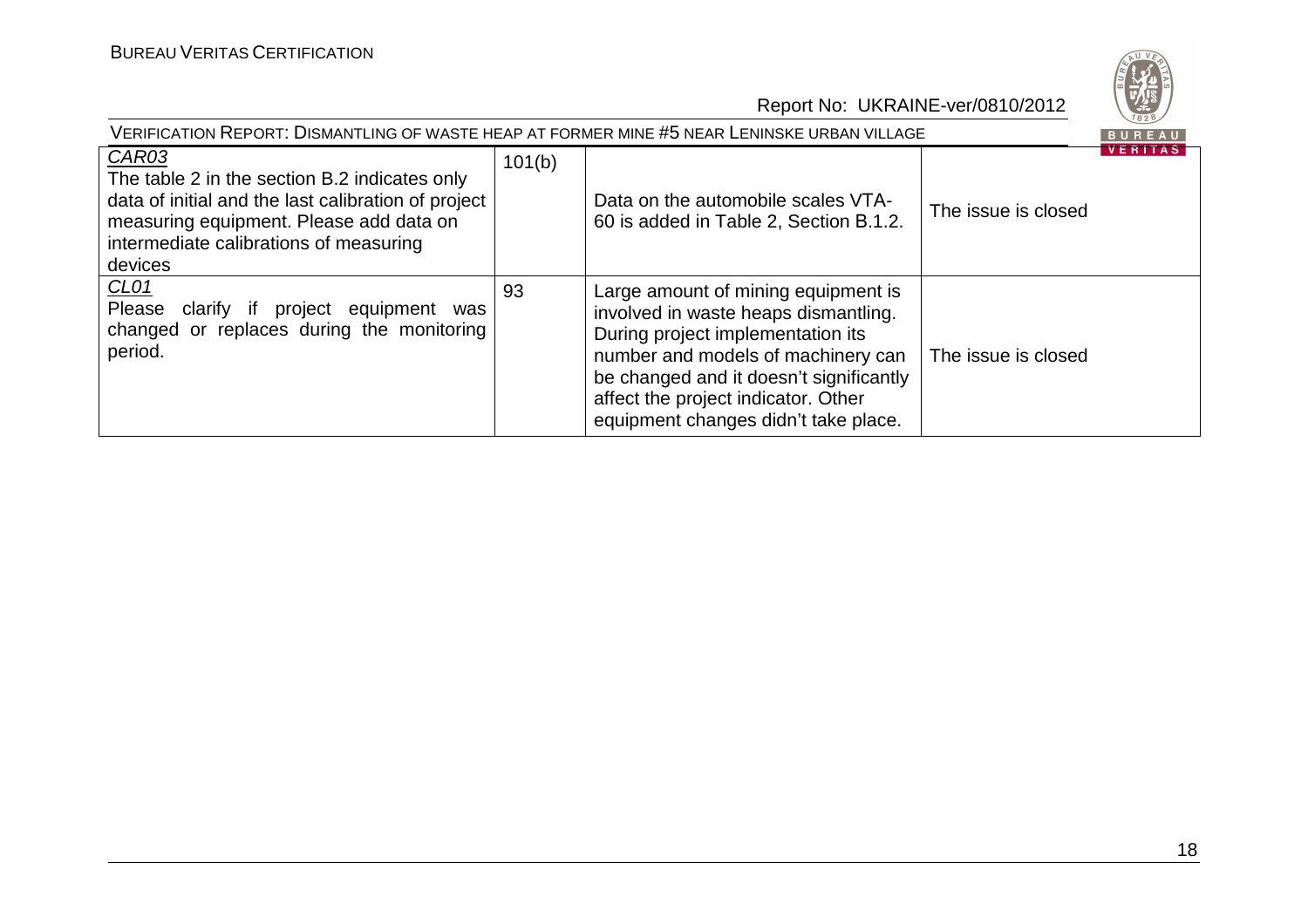| | | | |
|---|---|---|---|
| *CAR03* The table 2 in the section B.2 indicates only data of initial and the last calibration of project measuring equipment. Please add data on intermediate calibrations of measuring devices | 101(b) | Data on the automobile scales VTA-60 is added in Table 2, Section B.1.2. | The issue is closed |
| *CL01* Please clarify if project equipment was changed or replaces during the monitoring period. | 93 | Large amount of mining equipment is involved in waste heaps dismantling. During project implementation its number and models of machinery can be changed and it doesn't significantly affect the project indicator. Other equipment changes didn't take place. | The issue is closed |